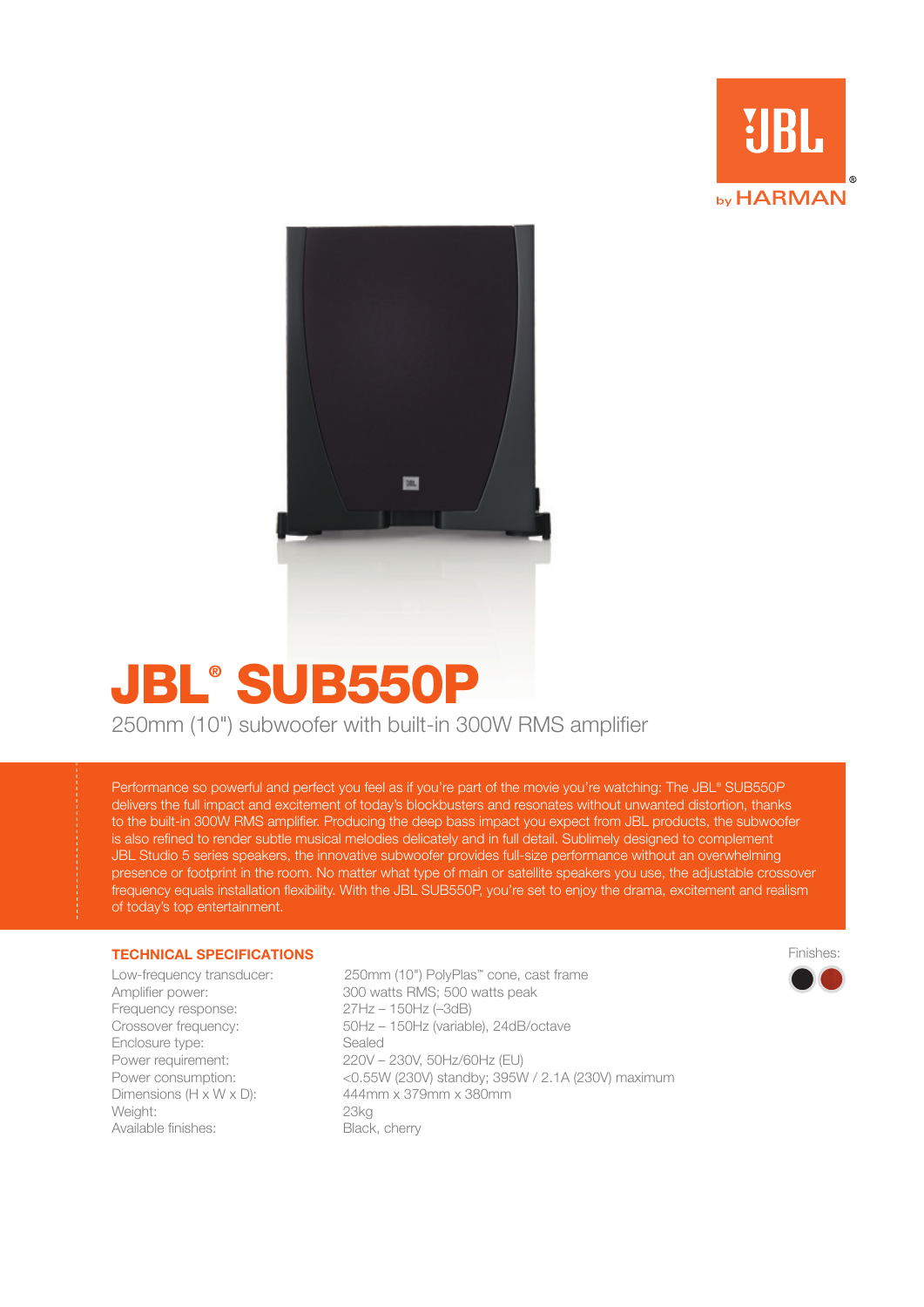# JBL® SUB550P

250mm (10") subwoofer with built-in 300W RMS amplifier

Performance so powerful and perfect you feel as if you're part of the movie you're watching: The JBL® SUB550P delivers the full impact and excitement of today's blockbusters and resonates without unwanted distortion, thanks to the built-in 300W RMS amplifier. Producing the deep bass impact you expect from JBL products, the subwoofer is also refined to render subtle musical melodies delicately and in full detail. Sublimely designed to complement JBL Studio 5 series speakers, the innovative subwoofer provides full-size performance without an overwhelming presence or footprint in the room. No matter what type of main or satellite speakers you use, the adjustable crossover frequency equals installation flexibility. With the JBL SUB550P, you're set to enjoy the drama, excitement and realism of today's top entertainment.

## TECHNICAL SPECIFICATIONS

| | |
|---|---|
| Low-frequency transducer: | 250mm (10") PolyPlas™ cone, cast frame |
| Amplifier power: | 300 watts RMS; 500 watts peak |
| Frequency response: | 27Hz – 150Hz (–3dB) |
| Crossover frequency: | 50Hz – 150Hz (variable), 24dB/octave |
| Enclosure type: | Sealed |
| Power requirement: | 220V – 230V, 50Hz/60Hz (EU) |
| Power consumption: | <0.55W (230V) standby; 395W / 2.1A (230V) maximum |
| Dimensions (H x W x D): | 444mm x 379mm x 380mm |
| Weight: | 23kg |
| Available finishes: | Black, cherry |

Finishes: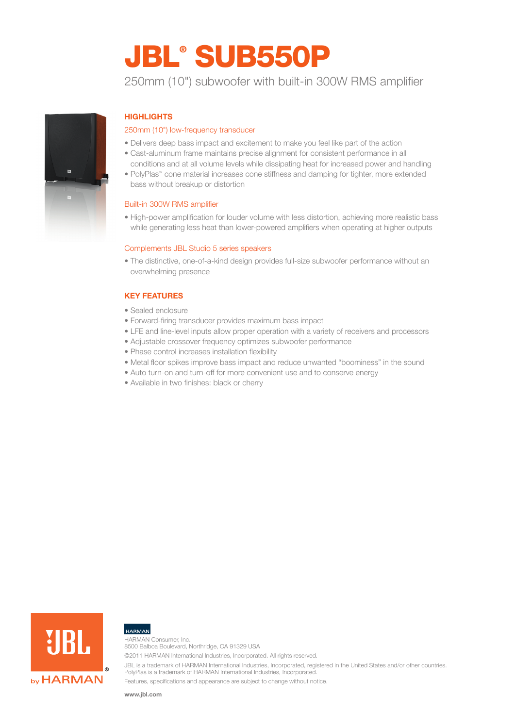# JBL® SUB550P

250mm (10") subwoofer with built-in 300W RMS amplifier

## HIGHLIGHTS

### 250mm (10") low-frequency transducer

- Delivers deep bass impact and excitement to make you feel like part of the action
- Cast-aluminum frame maintains precise alignment for consistent performance in all conditions and at all volume levels while dissipating heat for increased power and handling
- PolyPlas™ cone material increases cone stiffness and damping for tighter, more extended bass without breakup or distortion

### Built-in 300W RMS amplifier

- High-power amplification for louder volume with less distortion, achieving more realistic bass while generating less heat than lower-powered amplifiers when operating at higher outputs

### Complements JBL Studio 5 series speakers

- The distinctive, one-of-a-kind design provides full-size subwoofer performance without an overwhelming presence

## KEY FEATURES

- Sealed enclosure
- Forward-firing transducer provides maximum bass impact
- LFE and line-level inputs allow proper operation with a variety of receivers and processors
- Adjustable crossover frequency optimizes subwoofer performance
- Phase control increases installation flexibility
- Metal floor spikes improve bass impact and reduce unwanted "boominess" in the sound
- Auto turn-on and turn-off for more convenient use and to conserve energy
- Available in two finishes: black or cherry

HARMAN

HARMAN Consumer, Inc.
8500 Balboa Boulevard, Northridge, CA 91329 USA

©2011 HARMAN International Industries, Incorporated. All rights reserved.

JBL is a trademark of HARMAN International Industries, Incorporated, registered in the United States and/or other countries.
PolyPlas is a trademark of HARMAN International Industries, Incorporated.

Features, specifications and appearance are subject to change without notice.

**www.jbl.com**